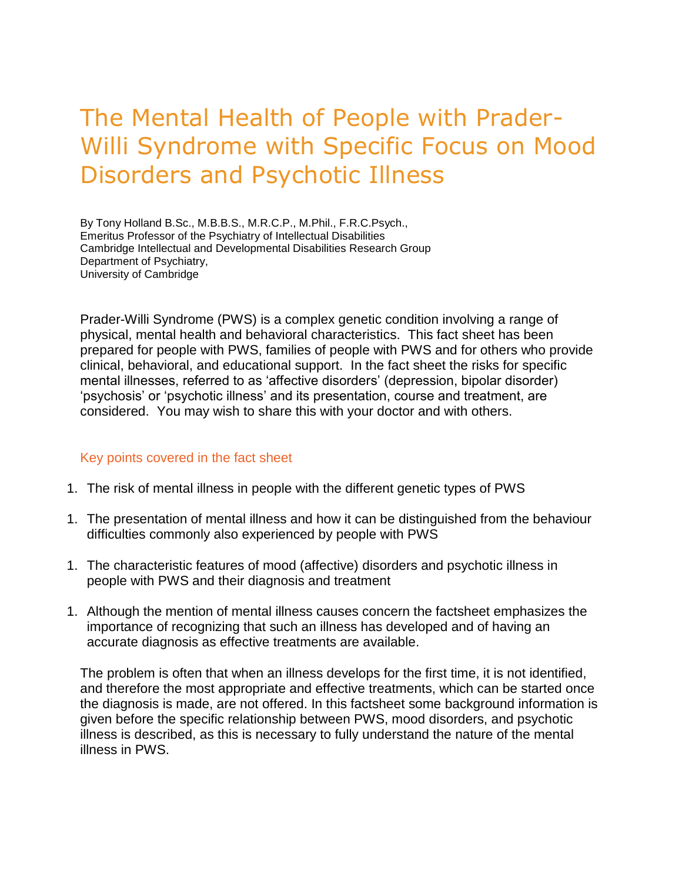# The Mental Health of People with Prader-Willi Syndrome with Specific Focus on Mood Disorders and Psychotic Illness

By Tony Holland B.Sc., M.B.B.S., M.R.C.P., M.Phil., F.R.C.Psych.,
Emeritus Professor of the Psychiatry of Intellectual Disabilities
Cambridge Intellectual and Developmental Disabilities Research Group
Department of Psychiatry,
University of Cambridge

Prader-Willi Syndrome (PWS) is a complex genetic condition involving a range of physical, mental health and behavioral characteristics. This fact sheet has been prepared for people with PWS, families of people with PWS and for others who provide clinical, behavioral, and educational support. In the fact sheet the risks for specific mental illnesses, referred to as 'affective disorders' (depression, bipolar disorder) 'psychosis' or 'psychotic illness' and its presentation, course and treatment, are considered. You may wish to share this with your doctor and with others.

## Key points covered in the fact sheet

1. The risk of mental illness in people with the different genetic types of PWS

1. The presentation of mental illness and how it can be distinguished from the behaviour difficulties commonly also experienced by people with PWS

1. The characteristic features of mood (affective) disorders and psychotic illness in people with PWS and their diagnosis and treatment

1. Although the mention of mental illness causes concern the factsheet emphasizes the importance of recognizing that such an illness has developed and of having an accurate diagnosis as effective treatments are available.

The problem is often that when an illness develops for the first time, it is not identified, and therefore the most appropriate and effective treatments, which can be started once the diagnosis is made, are not offered. In this factsheet some background information is given before the specific relationship between PWS, mood disorders, and psychotic illness is described, as this is necessary to fully understand the nature of the mental illness in PWS.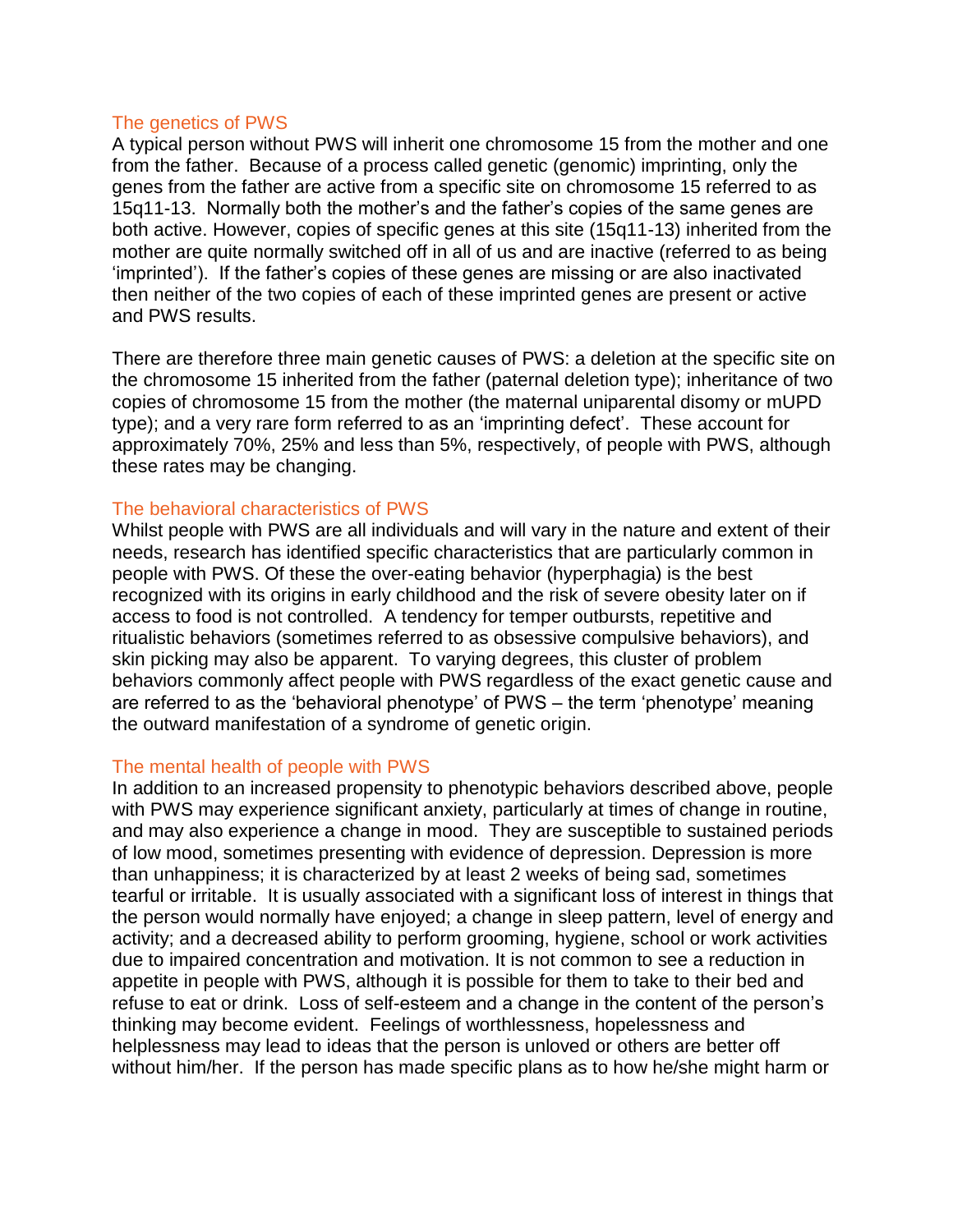## The genetics of PWS

A typical person without PWS will inherit one chromosome 15 from the mother and one from the father. Because of a process called genetic (genomic) imprinting, only the genes from the father are active from a specific site on chromosome 15 referred to as 15q11-13. Normally both the mother's and the father's copies of the same genes are both active. However, copies of specific genes at this site (15q11-13) inherited from the mother are quite normally switched off in all of us and are inactive (referred to as being 'imprinted'). If the father's copies of these genes are missing or are also inactivated then neither of the two copies of each of these imprinted genes are present or active and PWS results.

There are therefore three main genetic causes of PWS: a deletion at the specific site on the chromosome 15 inherited from the father (paternal deletion type); inheritance of two copies of chromosome 15 from the mother (the maternal uniparental disomy or mUPD type); and a very rare form referred to as an 'imprinting defect'. These account for approximately 70%, 25% and less than 5%, respectively, of people with PWS, although these rates may be changing.

## The behavioral characteristics of PWS

Whilst people with PWS are all individuals and will vary in the nature and extent of their needs, research has identified specific characteristics that are particularly common in people with PWS. Of these the over-eating behavior (hyperphagia) is the best recognized with its origins in early childhood and the risk of severe obesity later on if access to food is not controlled. A tendency for temper outbursts, repetitive and ritualistic behaviors (sometimes referred to as obsessive compulsive behaviors), and skin picking may also be apparent. To varying degrees, this cluster of problem behaviors commonly affect people with PWS regardless of the exact genetic cause and are referred to as the 'behavioral phenotype' of PWS – the term 'phenotype' meaning the outward manifestation of a syndrome of genetic origin.

## The mental health of people with PWS

In addition to an increased propensity to phenotypic behaviors described above, people with PWS may experience significant anxiety, particularly at times of change in routine, and may also experience a change in mood. They are susceptible to sustained periods of low mood, sometimes presenting with evidence of depression. Depression is more than unhappiness; it is characterized by at least 2 weeks of being sad, sometimes tearful or irritable. It is usually associated with a significant loss of interest in things that the person would normally have enjoyed; a change in sleep pattern, level of energy and activity; and a decreased ability to perform grooming, hygiene, school or work activities due to impaired concentration and motivation. It is not common to see a reduction in appetite in people with PWS, although it is possible for them to take to their bed and refuse to eat or drink. Loss of self-esteem and a change in the content of the person's thinking may become evident. Feelings of worthlessness, hopelessness and helplessness may lead to ideas that the person is unloved or others are better off without him/her. If the person has made specific plans as to how he/she might harm or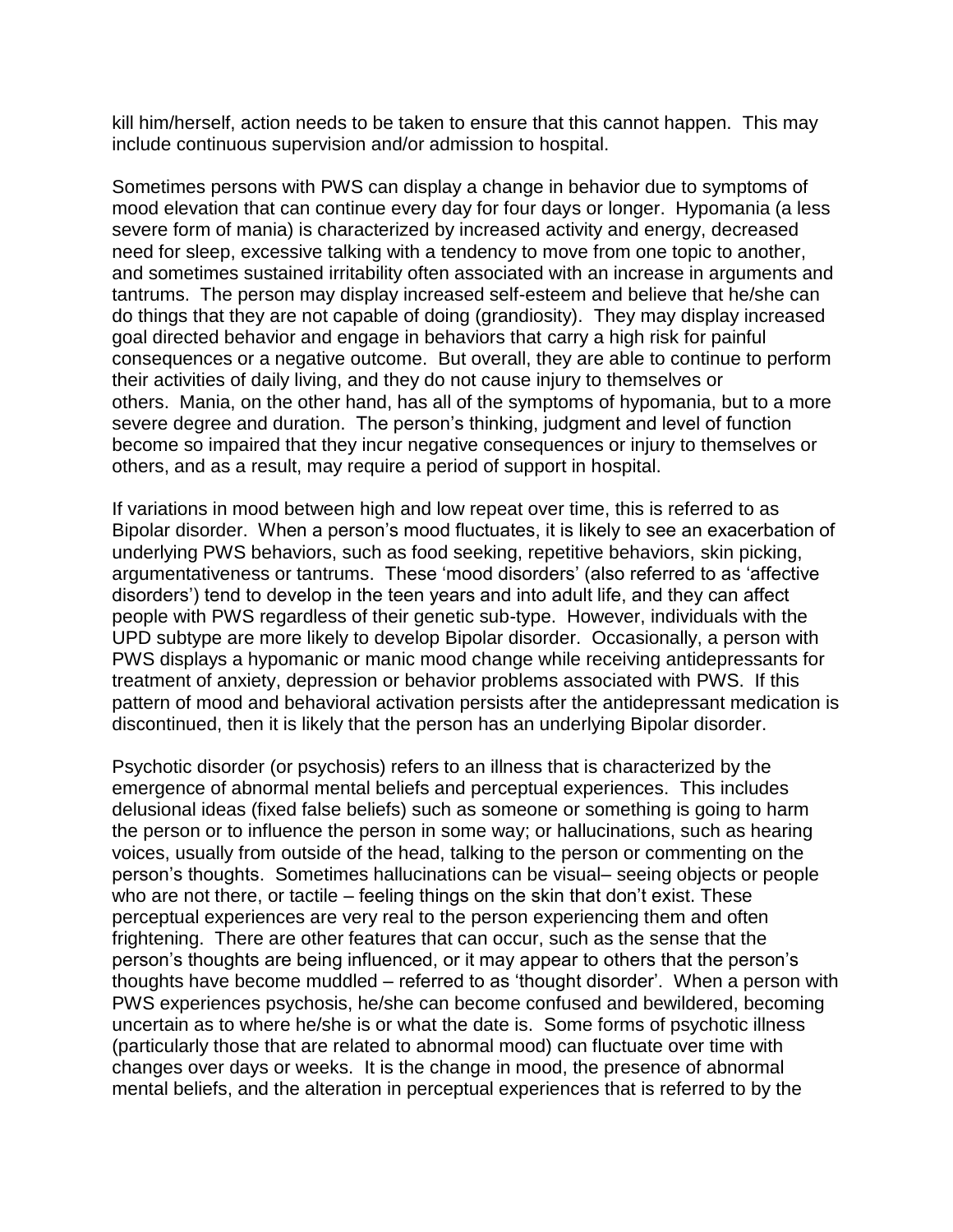kill him/herself, action needs to be taken to ensure that this cannot happen. This may include continuous supervision and/or admission to hospital.

Sometimes persons with PWS can display a change in behavior due to symptoms of mood elevation that can continue every day for four days or longer. Hypomania (a less severe form of mania) is characterized by increased activity and energy, decreased need for sleep, excessive talking with a tendency to move from one topic to another, and sometimes sustained irritability often associated with an increase in arguments and tantrums. The person may display increased self-esteem and believe that he/she can do things that they are not capable of doing (grandiosity). They may display increased goal directed behavior and engage in behaviors that carry a high risk for painful consequences or a negative outcome. But overall, they are able to continue to perform their activities of daily living, and they do not cause injury to themselves or others. Mania, on the other hand, has all of the symptoms of hypomania, but to a more severe degree and duration. The person's thinking, judgment and level of function become so impaired that they incur negative consequences or injury to themselves or others, and as a result, may require a period of support in hospital.

If variations in mood between high and low repeat over time, this is referred to as Bipolar disorder. When a person's mood fluctuates, it is likely to see an exacerbation of underlying PWS behaviors, such as food seeking, repetitive behaviors, skin picking, argumentativeness or tantrums. These 'mood disorders' (also referred to as 'affective disorders') tend to develop in the teen years and into adult life, and they can affect people with PWS regardless of their genetic sub-type. However, individuals with the UPD subtype are more likely to develop Bipolar disorder. Occasionally, a person with PWS displays a hypomanic or manic mood change while receiving antidepressants for treatment of anxiety, depression or behavior problems associated with PWS. If this pattern of mood and behavioral activation persists after the antidepressant medication is discontinued, then it is likely that the person has an underlying Bipolar disorder.

Psychotic disorder (or psychosis) refers to an illness that is characterized by the emergence of abnormal mental beliefs and perceptual experiences. This includes delusional ideas (fixed false beliefs) such as someone or something is going to harm the person or to influence the person in some way; or hallucinations, such as hearing voices, usually from outside of the head, talking to the person or commenting on the person's thoughts. Sometimes hallucinations can be visual– seeing objects or people who are not there, or tactile – feeling things on the skin that don't exist. These perceptual experiences are very real to the person experiencing them and often frightening. There are other features that can occur, such as the sense that the person's thoughts are being influenced, or it may appear to others that the person's thoughts have become muddled – referred to as 'thought disorder'. When a person with PWS experiences psychosis, he/she can become confused and bewildered, becoming uncertain as to where he/she is or what the date is. Some forms of psychotic illness (particularly those that are related to abnormal mood) can fluctuate over time with changes over days or weeks. It is the change in mood, the presence of abnormal mental beliefs, and the alteration in perceptual experiences that is referred to by the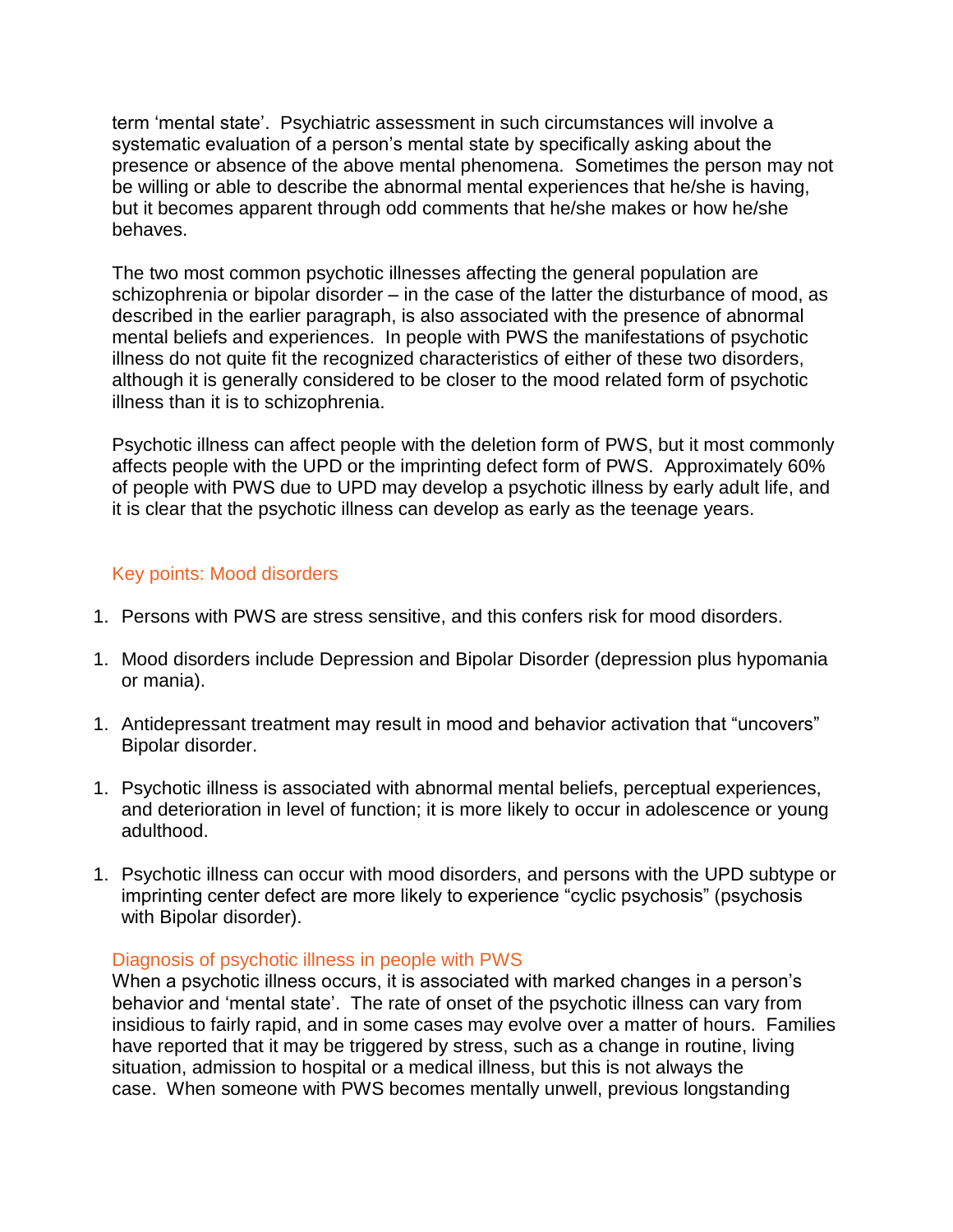term 'mental state'. Psychiatric assessment in such circumstances will involve a systematic evaluation of a person's mental state by specifically asking about the presence or absence of the above mental phenomena. Sometimes the person may not be willing or able to describe the abnormal mental experiences that he/she is having, but it becomes apparent through odd comments that he/she makes or how he/she behaves.

The two most common psychotic illnesses affecting the general population are schizophrenia or bipolar disorder – in the case of the latter the disturbance of mood, as described in the earlier paragraph, is also associated with the presence of abnormal mental beliefs and experiences. In people with PWS the manifestations of psychotic illness do not quite fit the recognized characteristics of either of these two disorders, although it is generally considered to be closer to the mood related form of psychotic illness than it is to schizophrenia.

Psychotic illness can affect people with the deletion form of PWS, but it most commonly affects people with the UPD or the imprinting defect form of PWS. Approximately 60% of people with PWS due to UPD may develop a psychotic illness by early adult life, and it is clear that the psychotic illness can develop as early as the teenage years.

### Key points: Mood disorders

1. Persons with PWS are stress sensitive, and this confers risk for mood disorders.
1. Mood disorders include Depression and Bipolar Disorder (depression plus hypomania or mania).
1. Antidepressant treatment may result in mood and behavior activation that "uncovers" Bipolar disorder.
1. Psychotic illness is associated with abnormal mental beliefs, perceptual experiences, and deterioration in level of function; it is more likely to occur in adolescence or young adulthood.
1. Psychotic illness can occur with mood disorders, and persons with the UPD subtype or imprinting center defect are more likely to experience "cyclic psychosis" (psychosis with Bipolar disorder).

### Diagnosis of psychotic illness in people with PWS

When a psychotic illness occurs, it is associated with marked changes in a person's behavior and 'mental state'. The rate of onset of the psychotic illness can vary from insidious to fairly rapid, and in some cases may evolve over a matter of hours. Families have reported that it may be triggered by stress, such as a change in routine, living situation, admission to hospital or a medical illness, but this is not always the case. When someone with PWS becomes mentally unwell, previous longstanding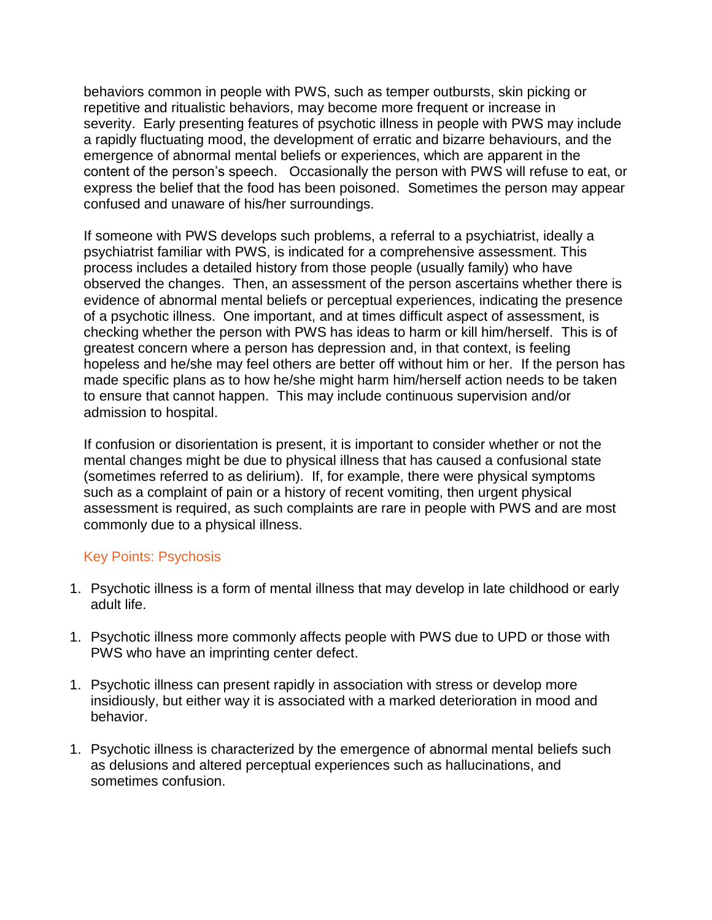behaviors common in people with PWS, such as temper outbursts, skin picking or repetitive and ritualistic behaviors, may become more frequent or increase in severity. Early presenting features of psychotic illness in people with PWS may include a rapidly fluctuating mood, the development of erratic and bizarre behaviours, and the emergence of abnormal mental beliefs or experiences, which are apparent in the content of the person's speech. Occasionally the person with PWS will refuse to eat, or express the belief that the food has been poisoned. Sometimes the person may appear confused and unaware of his/her surroundings.

If someone with PWS develops such problems, a referral to a psychiatrist, ideally a psychiatrist familiar with PWS, is indicated for a comprehensive assessment. This process includes a detailed history from those people (usually family) who have observed the changes. Then, an assessment of the person ascertains whether there is evidence of abnormal mental beliefs or perceptual experiences, indicating the presence of a psychotic illness. One important, and at times difficult aspect of assessment, is checking whether the person with PWS has ideas to harm or kill him/herself. This is of greatest concern where a person has depression and, in that context, is feeling hopeless and he/she may feel others are better off without him or her. If the person has made specific plans as to how he/she might harm him/herself action needs to be taken to ensure that cannot happen. This may include continuous supervision and/or admission to hospital.

If confusion or disorientation is present, it is important to consider whether or not the mental changes might be due to physical illness that has caused a confusional state (sometimes referred to as delirium). If, for example, there were physical symptoms such as a complaint of pain or a history of recent vomiting, then urgent physical assessment is required, as such complaints are rare in people with PWS and are most commonly due to a physical illness.

### Key Points: Psychosis

1. Psychotic illness is a form of mental illness that may develop in late childhood or early adult life.

1. Psychotic illness more commonly affects people with PWS due to UPD or those with PWS who have an imprinting center defect.

1. Psychotic illness can present rapidly in association with stress or develop more insidiously, but either way it is associated with a marked deterioration in mood and behavior.

1. Psychotic illness is characterized by the emergence of abnormal mental beliefs such as delusions and altered perceptual experiences such as hallucinations, and sometimes confusion.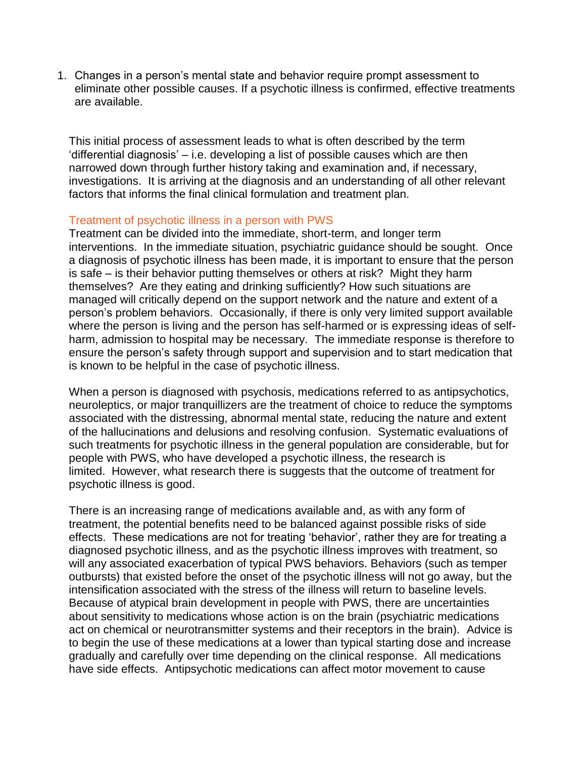1. Changes in a person's mental state and behavior require prompt assessment to eliminate other possible causes. If a psychotic illness is confirmed, effective treatments are available.

This initial process of assessment leads to what is often described by the term 'differential diagnosis' – i.e. developing a list of possible causes which are then narrowed down through further history taking and examination and, if necessary, investigations. It is arriving at the diagnosis and an understanding of all other relevant factors that informs the final clinical formulation and treatment plan.

### Treatment of psychotic illness in a person with PWS

Treatment can be divided into the immediate, short-term, and longer term interventions. In the immediate situation, psychiatric guidance should be sought. Once a diagnosis of psychotic illness has been made, it is important to ensure that the person is safe – is their behavior putting themselves or others at risk? Might they harm themselves? Are they eating and drinking sufficiently? How such situations are managed will critically depend on the support network and the nature and extent of a person's problem behaviors. Occasionally, if there is only very limited support available where the person is living and the person has self-harmed or is expressing ideas of self-harm, admission to hospital may be necessary. The immediate response is therefore to ensure the person's safety through support and supervision and to start medication that is known to be helpful in the case of psychotic illness.

When a person is diagnosed with psychosis, medications referred to as antipsychotics, neuroleptics, or major tranquillizers are the treatment of choice to reduce the symptoms associated with the distressing, abnormal mental state, reducing the nature and extent of the hallucinations and delusions and resolving confusion. Systematic evaluations of such treatments for psychotic illness in the general population are considerable, but for people with PWS, who have developed a psychotic illness, the research is limited. However, what research there is suggests that the outcome of treatment for psychotic illness is good.

There is an increasing range of medications available and, as with any form of treatment, the potential benefits need to be balanced against possible risks of side effects. These medications are not for treating 'behavior', rather they are for treating a diagnosed psychotic illness, and as the psychotic illness improves with treatment, so will any associated exacerbation of typical PWS behaviors. Behaviors (such as temper outbursts) that existed before the onset of the psychotic illness will not go away, but the intensification associated with the stress of the illness will return to baseline levels. Because of atypical brain development in people with PWS, there are uncertainties about sensitivity to medications whose action is on the brain (psychiatric medications act on chemical or neurotransmitter systems and their receptors in the brain). Advice is to begin the use of these medications at a lower than typical starting dose and increase gradually and carefully over time depending on the clinical response. All medications have side effects. Antipsychotic medications can affect motor movement to cause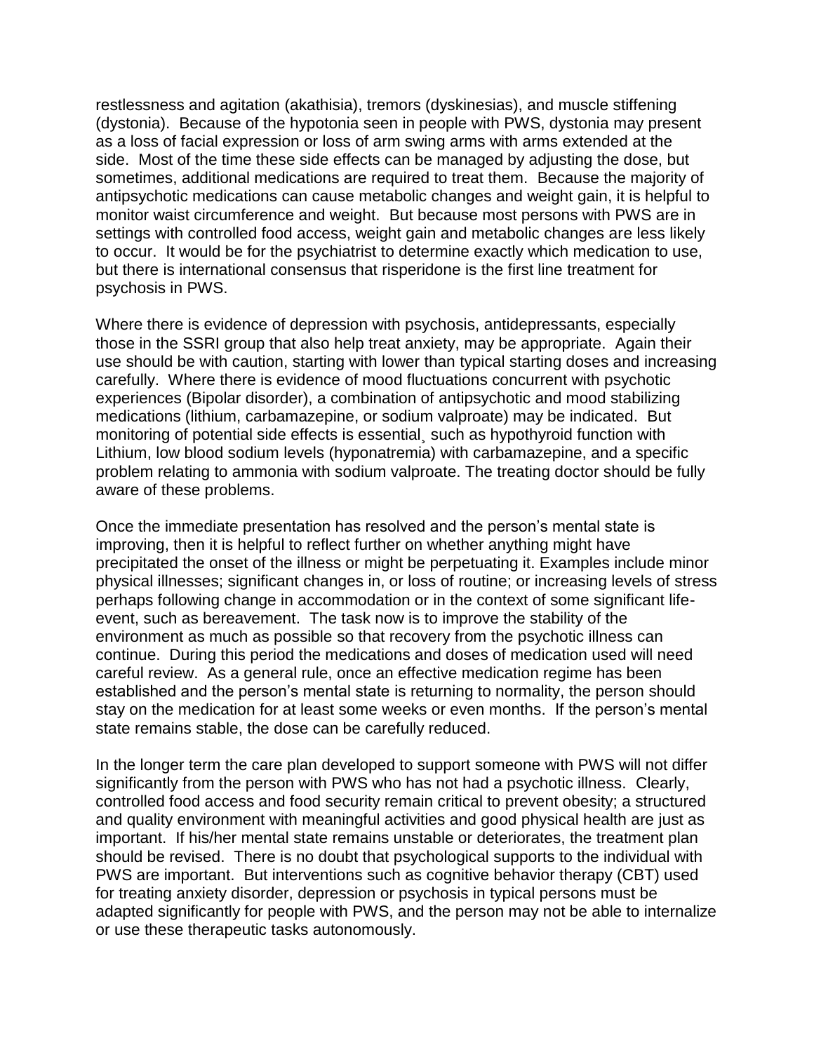restlessness and agitation (akathisia), tremors (dyskinesias), and muscle stiffening (dystonia). Because of the hypotonia seen in people with PWS, dystonia may present as a loss of facial expression or loss of arm swing arms with arms extended at the side. Most of the time these side effects can be managed by adjusting the dose, but sometimes, additional medications are required to treat them. Because the majority of antipsychotic medications can cause metabolic changes and weight gain, it is helpful to monitor waist circumference and weight. But because most persons with PWS are in settings with controlled food access, weight gain and metabolic changes are less likely to occur. It would be for the psychiatrist to determine exactly which medication to use, but there is international consensus that risperidone is the first line treatment for psychosis in PWS.

Where there is evidence of depression with psychosis, antidepressants, especially those in the SSRI group that also help treat anxiety, may be appropriate. Again their use should be with caution, starting with lower than typical starting doses and increasing carefully. Where there is evidence of mood fluctuations concurrent with psychotic experiences (Bipolar disorder), a combination of antipsychotic and mood stabilizing medications (lithium, carbamazepine, or sodium valproate) may be indicated. But monitoring of potential side effects is essential¸ such as hypothyroid function with Lithium, low blood sodium levels (hyponatremia) with carbamazepine, and a specific problem relating to ammonia with sodium valproate. The treating doctor should be fully aware of these problems.

Once the immediate presentation has resolved and the person's mental state is improving, then it is helpful to reflect further on whether anything might have precipitated the onset of the illness or might be perpetuating it. Examples include minor physical illnesses; significant changes in, or loss of routine; or increasing levels of stress perhaps following change in accommodation or in the context of some significant life-event, such as bereavement. The task now is to improve the stability of the environment as much as possible so that recovery from the psychotic illness can continue. During this period the medications and doses of medication used will need careful review. As a general rule, once an effective medication regime has been established and the person's mental state is returning to normality, the person should stay on the medication for at least some weeks or even months. If the person's mental state remains stable, the dose can be carefully reduced.

In the longer term the care plan developed to support someone with PWS will not differ significantly from the person with PWS who has not had a psychotic illness. Clearly, controlled food access and food security remain critical to prevent obesity; a structured and quality environment with meaningful activities and good physical health are just as important. If his/her mental state remains unstable or deteriorates, the treatment plan should be revised. There is no doubt that psychological supports to the individual with PWS are important. But interventions such as cognitive behavior therapy (CBT) used for treating anxiety disorder, depression or psychosis in typical persons must be adapted significantly for people with PWS, and the person may not be able to internalize or use these therapeutic tasks autonomously.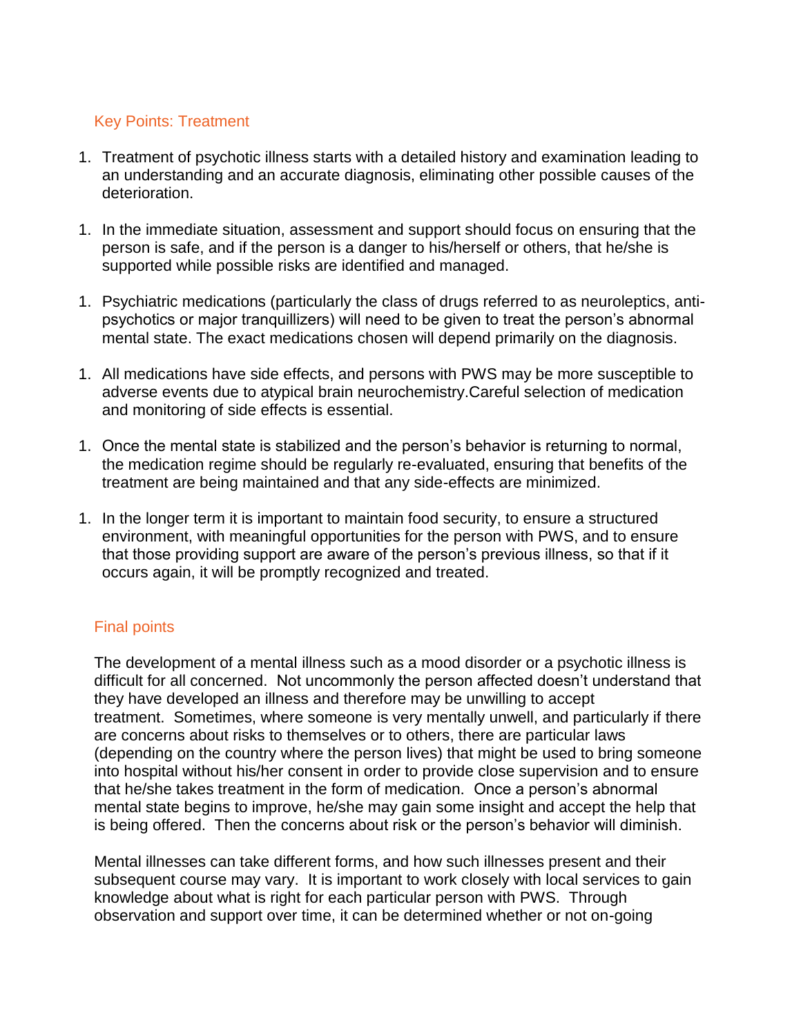### Key Points: Treatment

1. Treatment of psychotic illness starts with a detailed history and examination leading to an understanding and an accurate diagnosis, eliminating other possible causes of the deterioration.

1. In the immediate situation, assessment and support should focus on ensuring that the person is safe, and if the person is a danger to his/herself or others, that he/she is supported while possible risks are identified and managed.

1. Psychiatric medications (particularly the class of drugs referred to as neuroleptics, anti-psychotics or major tranquillizers) will need to be given to treat the person's abnormal mental state. The exact medications chosen will depend primarily on the diagnosis.

1. All medications have side effects, and persons with PWS may be more susceptible to adverse events due to atypical brain neurochemistry.Careful selection of medication and monitoring of side effects is essential.

1. Once the mental state is stabilized and the person's behavior is returning to normal, the medication regime should be regularly re-evaluated, ensuring that benefits of the treatment are being maintained and that any side-effects are minimized.

1. In the longer term it is important to maintain food security, to ensure a structured environment, with meaningful opportunities for the person with PWS, and to ensure that those providing support are aware of the person's previous illness, so that if it occurs again, it will be promptly recognized and treated.

### Final points

The development of a mental illness such as a mood disorder or a psychotic illness is difficult for all concerned. Not uncommonly the person affected doesn't understand that they have developed an illness and therefore may be unwilling to accept treatment. Sometimes, where someone is very mentally unwell, and particularly if there are concerns about risks to themselves or to others, there are particular laws (depending on the country where the person lives) that might be used to bring someone into hospital without his/her consent in order to provide close supervision and to ensure that he/she takes treatment in the form of medication. Once a person's abnormal mental state begins to improve, he/she may gain some insight and accept the help that is being offered. Then the concerns about risk or the person's behavior will diminish.

Mental illnesses can take different forms, and how such illnesses present and their subsequent course may vary. It is important to work closely with local services to gain knowledge about what is right for each particular person with PWS. Through observation and support over time, it can be determined whether or not on-going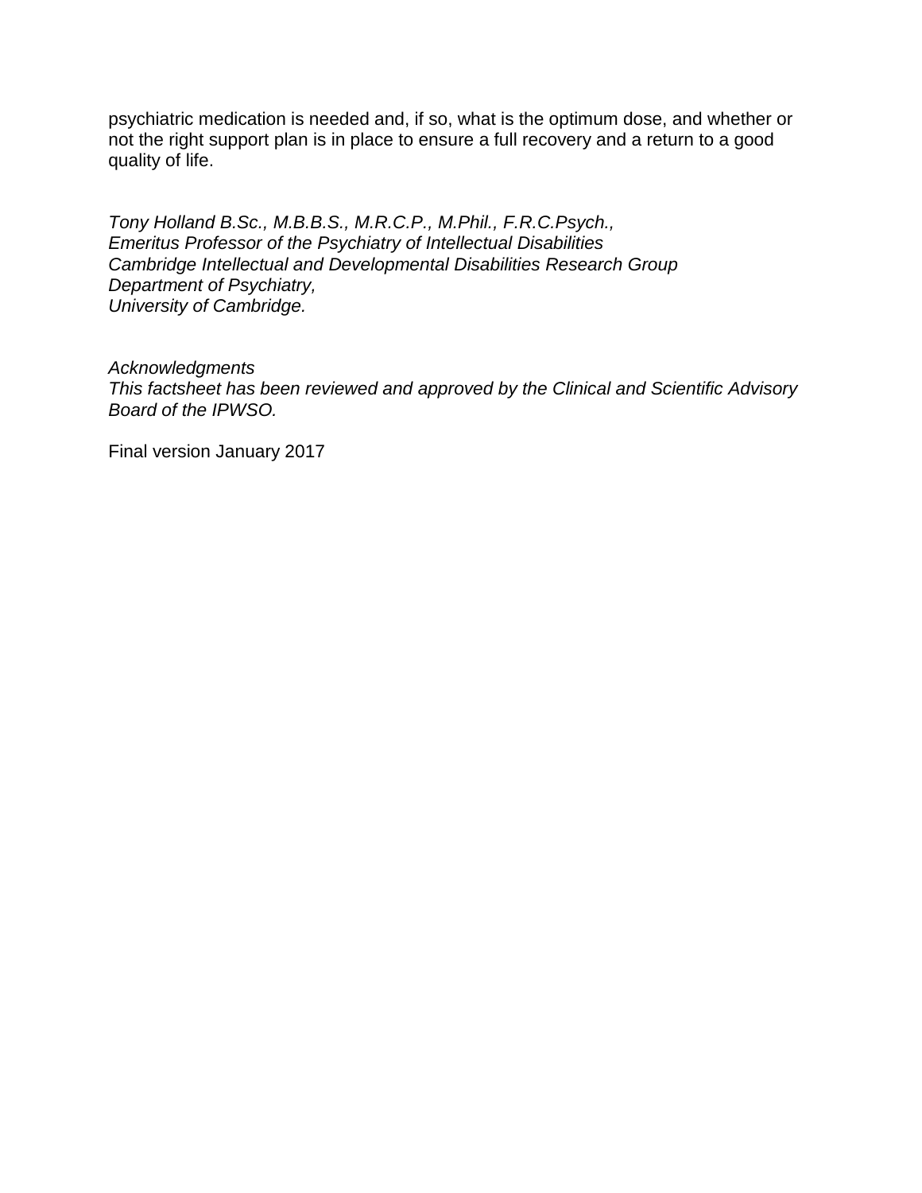psychiatric medication is needed and, if so, what is the optimum dose, and whether or not the right support plan is in place to ensure a full recovery and a return to a good quality of life.

*Tony Holland B.Sc., M.B.B.S., M.R.C.P., M.Phil., F.R.C.Psych.,*
*Emeritus Professor of the Psychiatry of Intellectual Disabilities*
*Cambridge Intellectual and Developmental Disabilities Research Group*
*Department of Psychiatry,*
*University of Cambridge.*

*Acknowledgments*
*This factsheet has been reviewed and approved by the Clinical and Scientific Advisory Board of the IPWSO.*

Final version January 2017